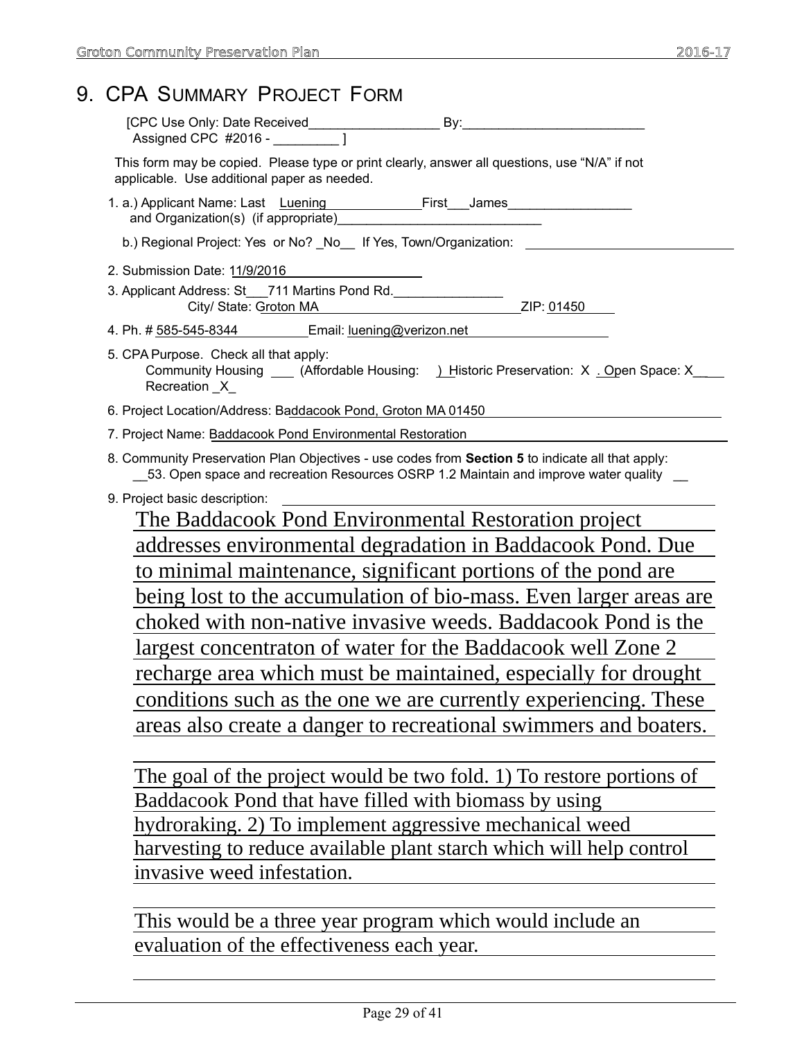# 9. CPA Summary Project Form

[CPC Use Only: Date Received__________________ By:_________________________
Assigned CPC #2016 - _________ ]

This form may be copied. Please type or print clearly, answer all questions, use "N/A" if not applicable. Use additional paper as needed.

1. a.) Applicant Name: Last Luening First James
   and Organization(s) (if appropriate)____________________________

   b.) Regional Project: Yes or No? _No__ If Yes, Town/Organization:

2. Submission Date: 11/9/2016

3. Applicant Address: St 711 Martins Pond Rd.
   City/ State: Groton MA ZIP: 01450

4. Ph. # 585-545-8344 Email: luening@verizon.net

5. CPA Purpose. Check all that apply:
   Community Housing ___ (Affordable Housing: ) Historic Preservation: X . Open Space: X
   Recreation _X_

6. Project Location/Address: Baddacook Pond, Groton MA 01450

7. Project Name: Baddacook Pond Environmental Restoration

8. Community Preservation Plan Objectives - use codes from **Section 5** to indicate all that apply:
   __53. Open space and recreation Resources OSRP 1.2 Maintain and improve water quality __

9. Project basic description:

The Baddacook Pond Environmental Restoration project addresses environmental degradation in Baddacook Pond. Due to minimal maintenance, significant portions of the pond are being lost to the accumulation of bio-mass. Even larger areas are choked with non-native invasive weeds. Baddacook Pond is the largest concentraton of water for the Baddacook well Zone 2 recharge area which must be maintained, especially for drought conditions such as the one we are currently experiencing. These areas also create a danger to recreational swimmers and boaters.

The goal of the project would be two fold. 1) To restore portions of Baddacook Pond that have filled with biomass by using hydroraking. 2) To implement aggressive mechanical weed harvesting to reduce available plant starch which will help control invasive weed infestation.

This would be a three year program which would include an evaluation of the effectiveness each year.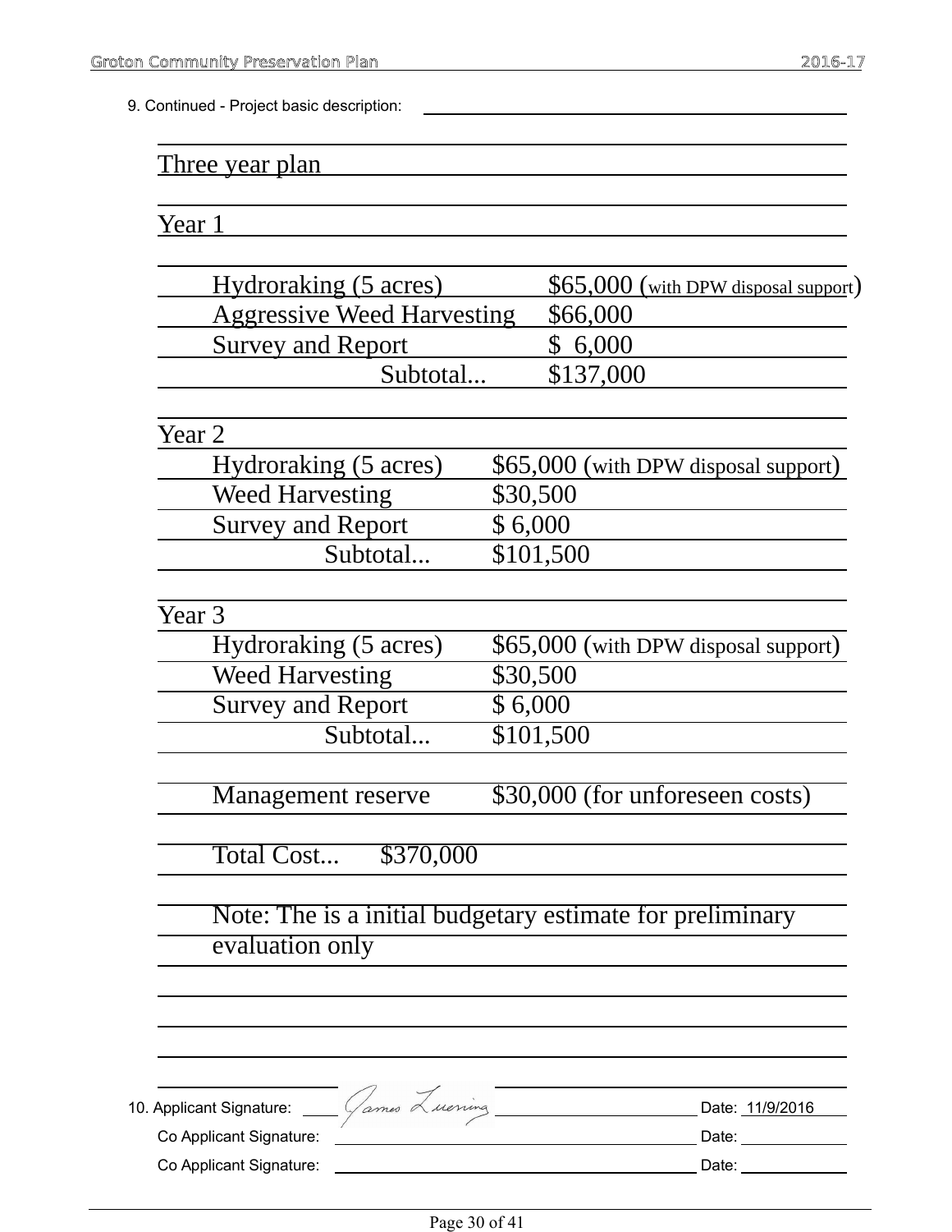9. Continued - Project basic description:

Three year plan

Year 1

| | |
|---|---|
| Hydroraking (5 acres) | $65,000 (with DPW disposal support) |
| Aggressive Weed Harvesting | $66,000 |
| Survey and Report | $ 6,000 |
| Subtotal... | $137,000 |

Year 2

| | |
|---|---|
| Hydroraking (5 acres) | $65,000 (with DPW disposal support) |
| Weed Harvesting | $30,500 |
| Survey and Report | $ 6,000 |
| Subtotal... | $101,500 |

Year 3

| | |
|---|---|
| Hydroraking (5 acres) | $65,000 (with DPW disposal support) |
| Weed Harvesting | $30,500 |
| Survey and Report | $ 6,000 |
| Subtotal... | $101,500 |

Management reserve $30,000 (for unforeseen costs)

Total Cost... $370,000

Note: The is a initial budgetary estimate for preliminary evaluation only

10. Applicant Signature: James Luening Date: 11/9/2016

Co Applicant Signature: Date:

Co Applicant Signature: Date: